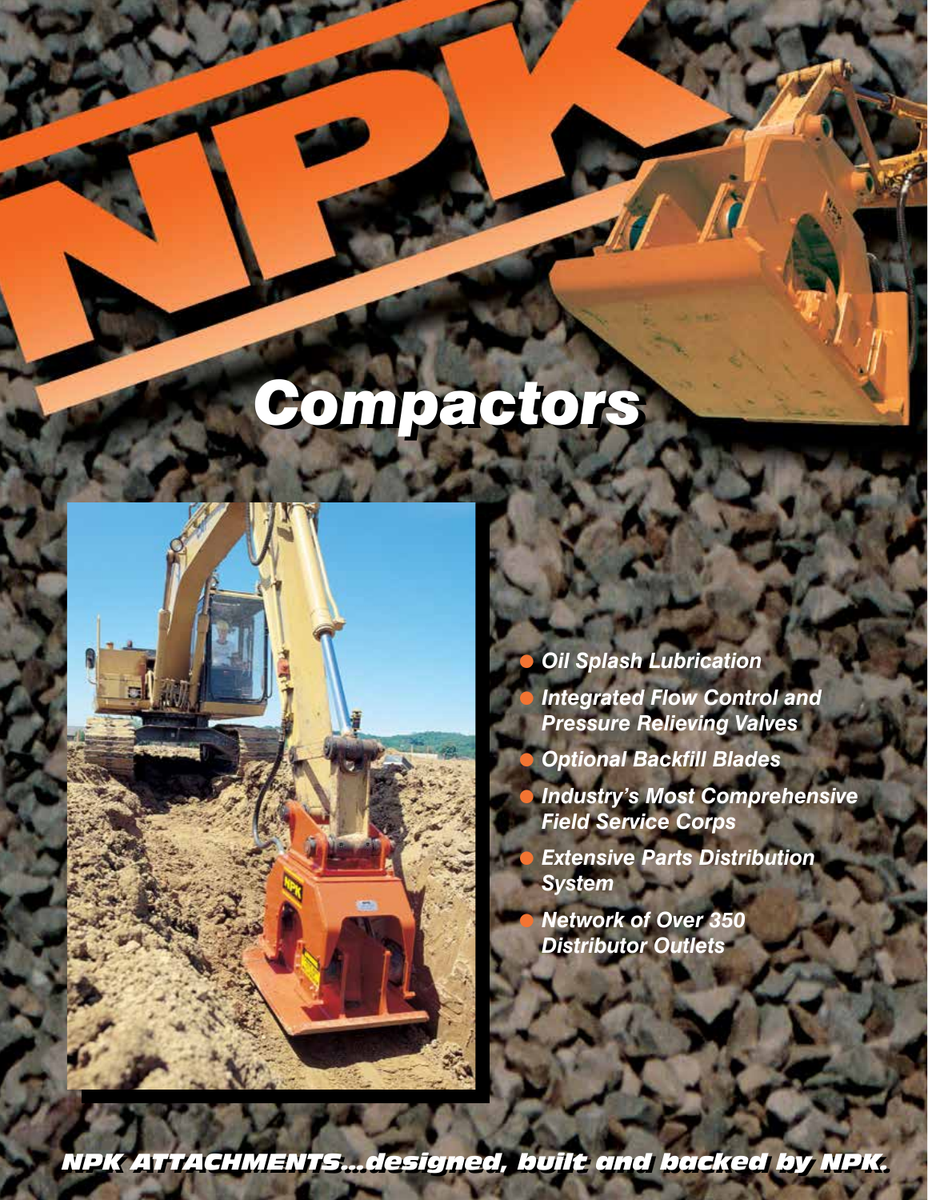# NPK

# Compactors

- *Oil Splash Lubrication*
- *Integrated Flow Control and Pressure Relieving Valves*
- *Optional Backfill Blades*
- *Industry's Most Comprehensive Field Service Corps*
- *Extensive Parts Distribution System*
- *Network of Over 350 Distributor Outlets*

***NPK ATTACHMENTS...designed, built and backed by NPK.***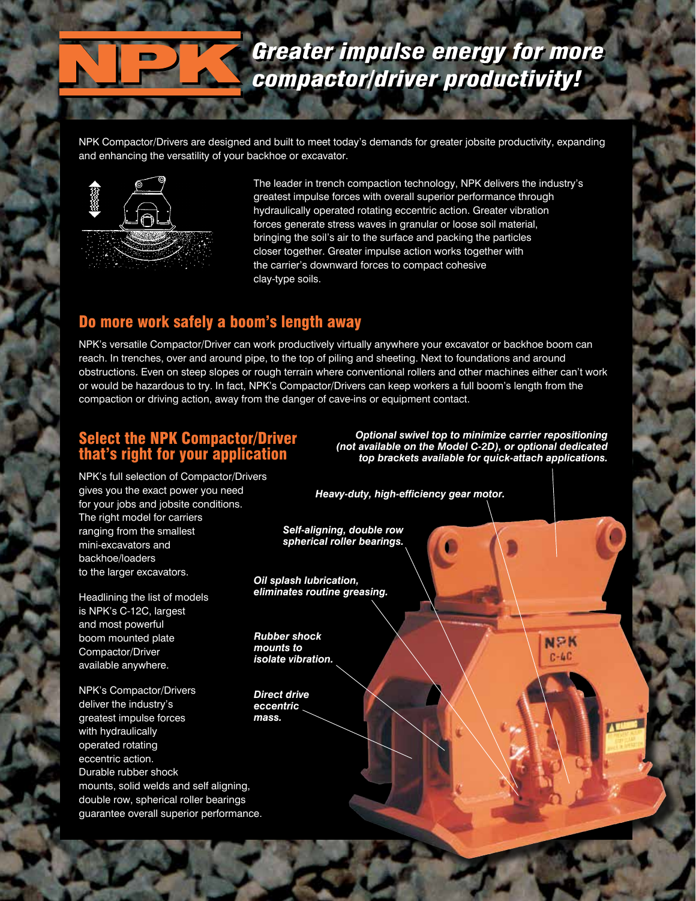# NPK

## *Greater impulse energy for more compactor/driver productivity!*

NPK Compactor/Drivers are designed and built to meet today's demands for greater jobsite productivity, expanding and enhancing the versatility of your backhoe or excavator.

The leader in trench compaction technology, NPK delivers the industry's greatest impulse forces with overall superior performance through hydraulically operated rotating eccentric action. Greater vibration forces generate stress waves in granular or loose soil material, bringing the soil's air to the surface and packing the particles closer together. Greater impulse action works together with the carrier's downward forces to compact cohesive clay-type soils.

## Do more work safely a boom's length away

NPK's versatile Compactor/Driver can work productively virtually anywhere your excavator or backhoe boom can reach. In trenches, over and around pipe, to the top of piling and sheeting. Next to foundations and around obstructions. Even on steep slopes or rough terrain where conventional rollers and other machines either can't work or would be hazardous to try. In fact, NPK's Compactor/Drivers can keep workers a full boom's length from the compaction or driving action, away from the danger of cave-ins or equipment contact.

## Select the NPK Compactor/Driver that's right for your application

NPK's full selection of Compactor/Drivers gives you the exact power you need for your jobs and jobsite conditions. The right model for carriers ranging from the smallest mini-excavators and backhoe/loaders to the larger excavators.

Headlining the list of models is NPK's C-12C, largest and most powerful boom mounted plate Compactor/Driver available anywhere.

NPK's Compactor/Drivers deliver the industry's greatest impulse forces with hydraulically operated rotating eccentric action. Durable rubber shock mounts, solid welds and self aligning, double row, spherical roller bearings guarantee overall superior performance.

***Optional swivel top to minimize carrier repositioning (not available on the Model C-2D), or optional dedicated top brackets available for quick-attach applications.***

***Heavy-duty, high-efficiency gear motor.***

***Self-aligning, double row spherical roller bearings.***

***Oil splash lubrication, eliminates routine greasing.***

***Rubber shock mounts to isolate vibration.***

***Direct drive eccentric mass.***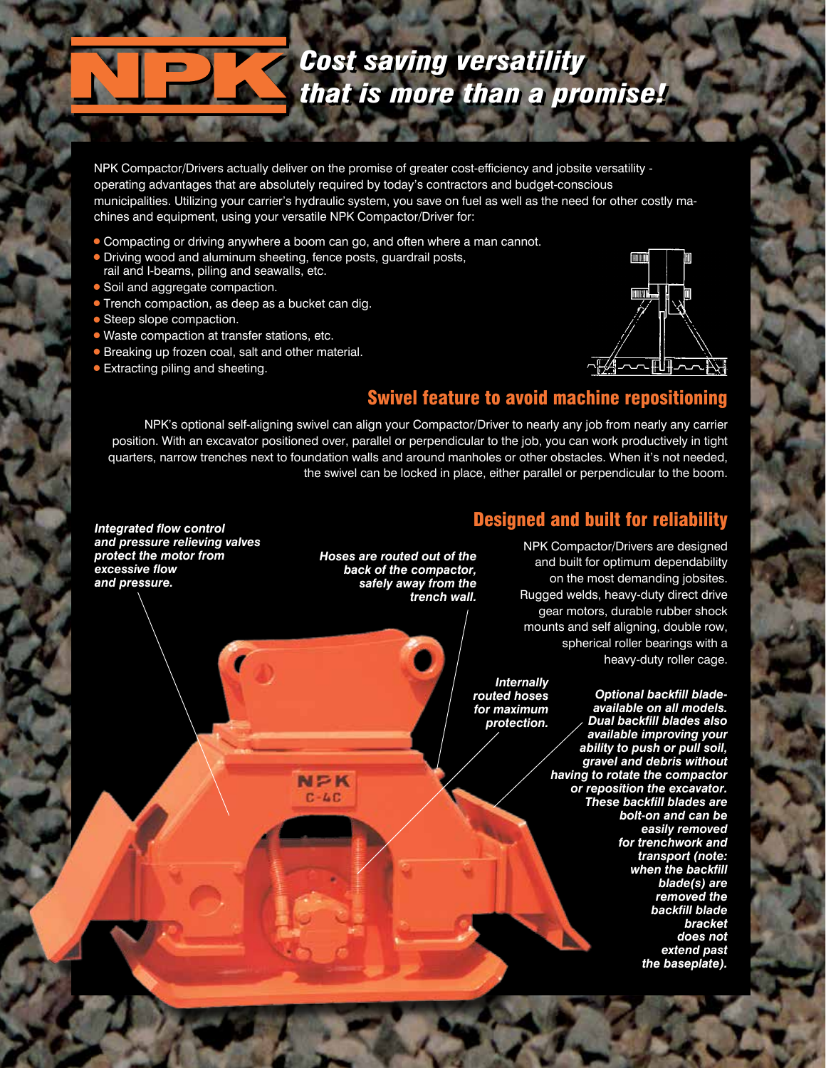# NPK Cost saving versatility that is more than a promise!

NPK Compactor/Drivers actually deliver on the promise of greater cost-efficiency and jobsite versatility - operating advantages that are absolutely required by today's contractors and budget-conscious municipalities. Utilizing your carrier's hydraulic system, you save on fuel as well as the need for other costly machines and equipment, using your versatile NPK Compactor/Driver for:

- Compacting or driving anywhere a boom can go, and often where a man cannot.
- Driving wood and aluminum sheeting, fence posts, guardrail posts, rail and I-beams, piling and seawalls, etc.
- Soil and aggregate compaction.
- Trench compaction, as deep as a bucket can dig.
- Steep slope compaction.
- Waste compaction at transfer stations, etc.
- Breaking up frozen coal, salt and other material.
- Extracting piling and sheeting.

## Swivel feature to avoid machine repositioning

NPK's optional self-aligning swivel can align your Compactor/Driver to nearly any job from nearly any carrier position. With an excavator positioned over, parallel or perpendicular to the job, you can work productively in tight quarters, narrow trenches next to foundation walls and around manholes or other obstacles. When it's not needed, the swivel can be locked in place, either parallel or perpendicular to the boom.

## Designed and built for reliability

NPK Compactor/Drivers are designed and built for optimum dependability on the most demanding jobsites. Rugged welds, heavy-duty direct drive gear motors, durable rubber shock mounts and self aligning, double row, spherical roller bearings with a heavy-duty roller cage.

***Integrated flow control and pressure relieving valves protect the motor from excessive flow and pressure.***

***Hoses are routed out of the back of the compactor, safely away from the trench wall.***

***Internally routed hoses for maximum protection.***

***Optional backfill blade- available on all models. Dual backfill blades also available improving your ability to push or pull soil, gravel and debris without having to rotate the compactor or reposition the excavator. These backfill blades are bolt-on and can be easily removed for trenchwork and transport (note: when the backfill blade(s) are removed the backfill blade bracket does not extend past the baseplate).***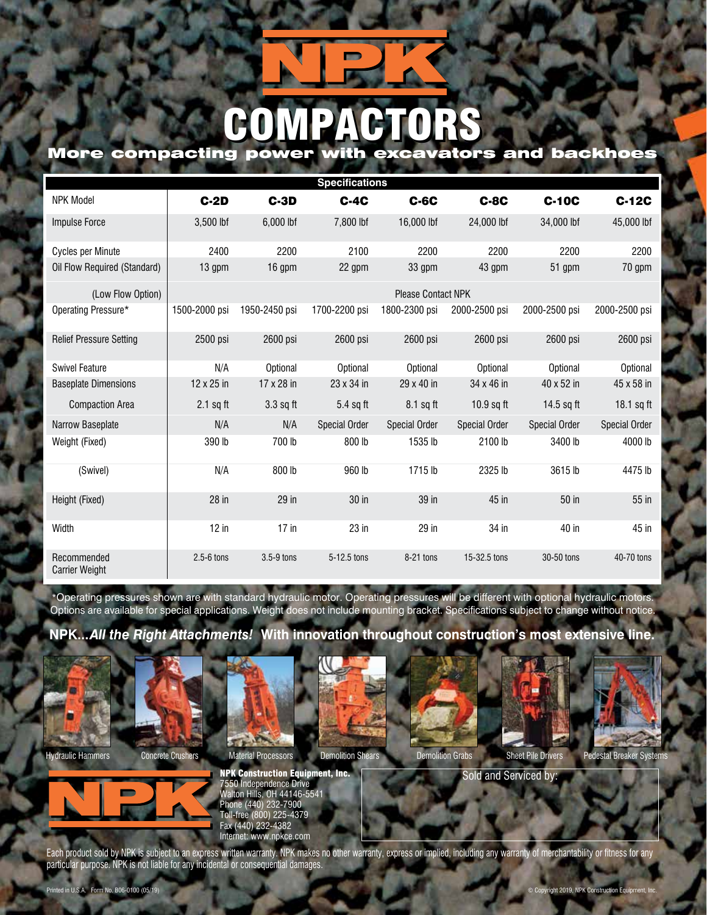# NPK

# COMPACTORS

## More compacting power with excavators and backhoes

| Specifications | | | | | | | |
|---|---|---|---|---|---|---|---|
| NPK Model | **C-2D** | **C-3D** | **C-4C** | **C-6C** | **C-8C** | **C-10C** | **C-12C** |
| Impulse Force | 3,500 lbf | 6,000 lbf | 7,800 lbf | 16,000 lbf | 24,000 lbf | 34,000 lbf | 45,000 lbf |
| Cycles per Minute | 2400 | 2200 | 2100 | 2200 | 2200 | 2200 | 2200 |
| Oil Flow Required (Standard) | 13 gpm | 16 gpm | 22 gpm | 33 gpm | 43 gpm | 51 gpm | 70 gpm |
| (Low Flow Option) | Please Contact NPK | | | | | | |
| Operating Pressure* | 1500-2000 psi | 1950-2450 psi | 1700-2200 psi | 1800-2300 psi | 2000-2500 psi | 2000-2500 psi | 2000-2500 psi |
| Relief Pressure Setting | 2500 psi | 2600 psi | 2600 psi | 2600 psi | 2600 psi | 2600 psi | 2600 psi |
| Swivel Feature | N/A | Optional | Optional | Optional | Optional | Optional | Optional |
| Baseplate Dimensions | 12 x 25 in | 17 x 28 in | 23 x 34 in | 29 x 40 in | 34 x 46 in | 40 x 52 in | 45 x 58 in |
| Compaction Area | 2.1 sq ft | 3.3 sq ft | 5.4 sq ft | 8.1 sq ft | 10.9 sq ft | 14.5 sq ft | 18.1 sq ft |
| Narrow Baseplate | N/A | N/A | Special Order | Special Order | Special Order | Special Order | Special Order |
| Weight (Fixed) | 390 lb | 700 lb | 800 lb | 1535 lb | 2100 lb | 3400 lb | 4000 lb |
| (Swivel) | N/A | 800 lb | 960 lb | 1715 lb | 2325 lb | 3615 lb | 4475 lb |
| Height (Fixed) | 28 in | 29 in | 30 in | 39 in | 45 in | 50 in | 55 in |
| Width | 12 in | 17 in | 23 in | 29 in | 34 in | 40 in | 45 in |
| Recommended Carrier Weight | 2.5-6 tons | 3.5-9 tons | 5-12.5 tons | 8-21 tons | 15-32.5 tons | 30-50 tons | 40-70 tons |

*Operating pressures shown are with standard hydraulic motor. Operating pressures will be different with optional hydraulic motors. Options are available for special applications. Weight does not include mounting bracket. Specifications subject to change without notice.

**NPK...*All the Right Attachments!* With innovation throughout construction's most extensive line.**

Hydraulic Hammers

Concrete Crushers

Material Processors

Demolition Shears

Demolition Grabs

Sheet Pile Drivers

Pedestal Breaker Systems

**NPK Construction Equipment, Inc.**
7550 Independence Drive
Walton Hills, OH 44146-5541
Phone (440) 232-7900
Toll-free (800) 225-4379
Fax (440) 232-4382
Internet: www.npkce.com

Sold and Serviced by:

Each product sold by NPK is subject to an express written warranty. NPK makes no other warranty, express or implied, including any warranty of merchantability or fitness for any particular purpose. NPK is not liable for any incidental or consequential damages.

Printed in U.S.A. Form No. B06-0100 (05/19)

© Copyright 2019, NPK Construction Equipment, Inc.